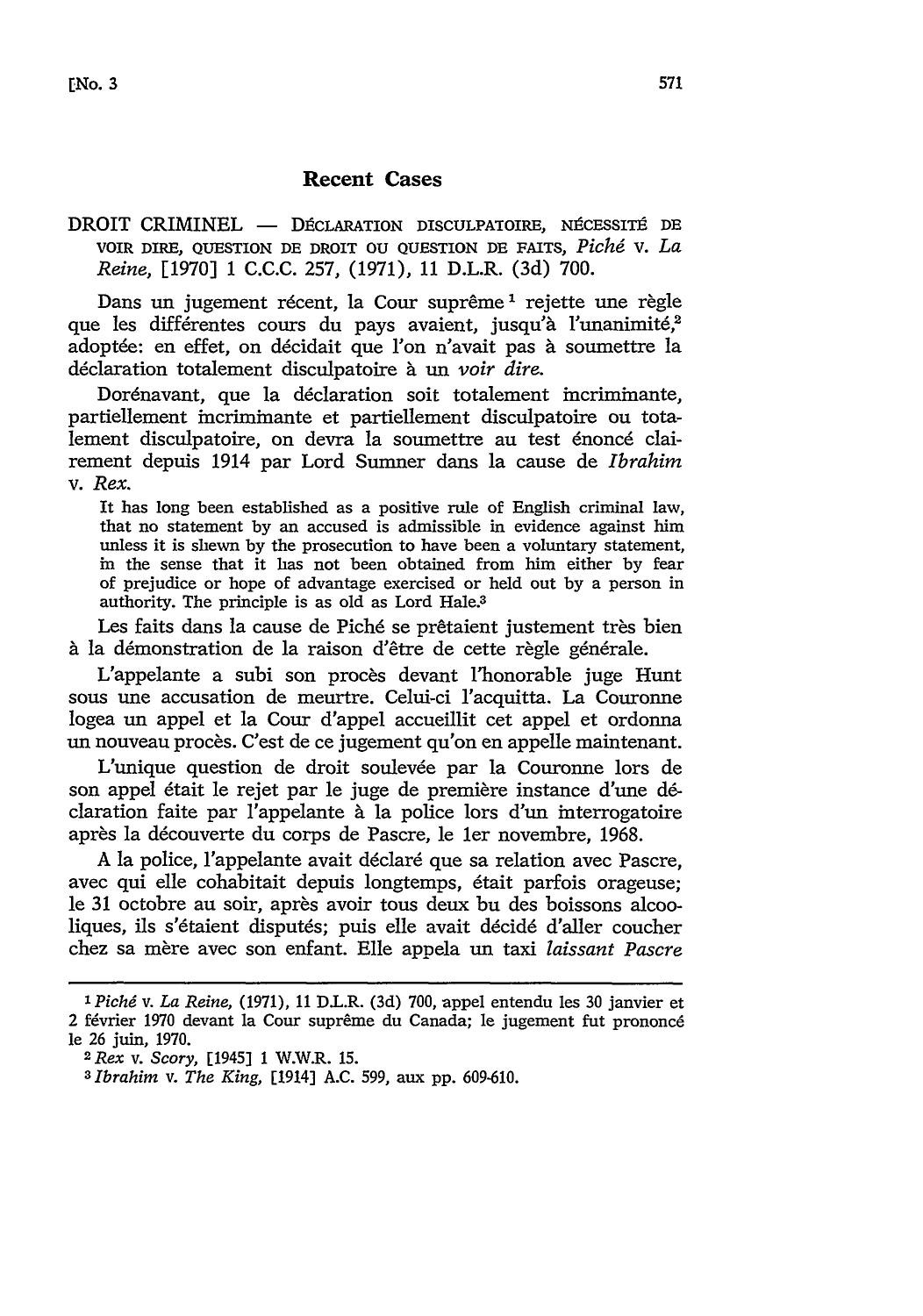## Recent Cases

DROIT CRIMINEL — DÉCLARATION DISCULPATOIRE, NÉCESSITÉ DE VOIR DIRE, QUESTION DE DROIT OU QUESTION DE FAITS, *Piché* v. *La Reine*, [1970] 1 C.C.C. 257, (1971), 11 D.L.R. (3d) 700.

Dans un jugement récent, la Cour suprême[1] rejette une règle que les différentes cours du pays avaient, jusqu'à l'unanimité,[2] adoptée: en effet, on décidait que l'on n'avait pas à soumettre la déclaration totalement disculpatoire à un *voir dire*.

Dorénavant, que la déclaration soit totalement incriminante, partiellement incriminante et partiellement disculpatoire ou totalement disculpatoire, on devra la soumettre au test énoncé clairement depuis 1914 par Lord Sumner dans la cause de *Ibrahim* v. *Rex*.

> It has long been established as a positive rule of English criminal law, that no statement by an accused is admissible in evidence against him unless it is shewn by the prosecution to have been a voluntary statement, in the sense that it has not been obtained from him either by fear of prejudice or hope of advantage exercised or held out by a person in authority. The principle is as old as Lord Hale.[3]

Les faits dans la cause de Piché se prêtaient justement très bien à la démonstration de la raison d'être de cette règle générale.

L'appelante a subi son procès devant l'honorable juge Hunt sous une accusation de meurtre. Celui-ci l'acquitta. La Couronne logea un appel et la Cour d'appel accueillit cet appel et ordonna un nouveau procès. C'est de ce jugement qu'on en appelle maintenant.

L'unique question de droit soulevée par la Couronne lors de son appel était le rejet par le juge de première instance d'une déclaration faite par l'appelante à la police lors d'un interrogatoire après la découverte du corps de Pascre, le 1er novembre, 1968.

A la police, l'appelante avait déclaré que sa relation avec Pascre, avec qui elle cohabitait depuis longtemps, était parfois orageuse; le 31 octobre au soir, après avoir tous deux bu des boissons alcooliques, ils s'étaient disputés; puis elle avait décidé d'aller coucher chez sa mère avec son enfant. Elle appela un taxi *laissant Pascre*

---

[1] *Piché* v. *La Reine*, (1971), 11 D.L.R. (3d) 700, appel entendu les 30 janvier et 2 février 1970 devant la Cour suprême du Canada; le jugement fut prononcé le 26 juin, 1970.

[2] *Rex* v. *Scory*, [1945] 1 W.W.R. 15.

[3] *Ibrahim* v. *The King*, [1914] A.C. 599, aux pp. 609-610.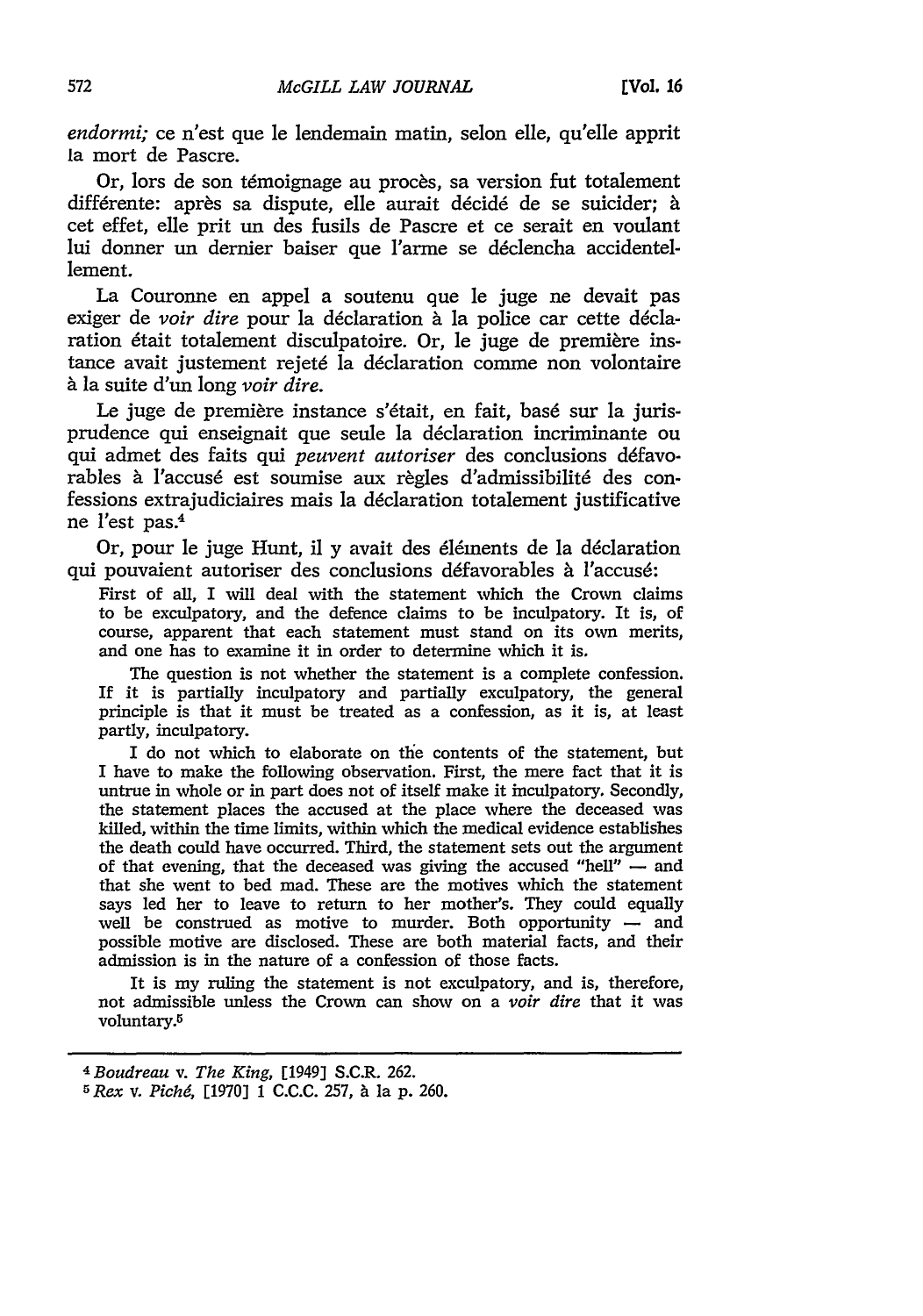*endormi;* ce n'est que le lendemain matin, selon elle, qu'elle apprit la mort de Pascre.

Or, lors de son témoignage au procès, sa version fut totalement différente: après sa dispute, elle aurait décidé de se suicider; à cet effet, elle prit un des fusils de Pascre et ce serait en voulant lui donner un dernier baiser que l'arme se déclencha accidentellement.

La Couronne en appel a soutenu que le juge ne devait pas exiger de *voir dire* pour la déclaration à la police car cette déclaration était totalement disculpatoire. Or, le juge de première instance avait justement rejeté la déclaration comme non volontaire à la suite d'un long *voir dire.*

Le juge de première instance s'était, en fait, basé sur la jurisprudence qui enseignait que seule la déclaration incriminante ou qui admet des faits qui *peuvent autoriser* des conclusions défavorables à l'accusé est soumise aux règles d'admissibilité des confessions extrajudiciaires mais la déclaration totalement justificative ne l'est pas.[4]

Or, pour le juge Hunt, il y avait des éléments de la déclaration qui pouvaient autoriser des conclusions défavorables à l'accusé:

> First of all, I will deal with the statement which the Crown claims to be exculpatory, and the defence claims to be inculpatory. It is, of course, apparent that each statement must stand on its own merits, and one has to examine it in order to determine which it is.
>
> The question is not whether the statement is a complete confession. If it is partially inculpatory and partially exculpatory, the general principle is that it must be treated as a confession, as it is, at least partly, inculpatory.
>
> I do not which to elaborate on the contents of the statement, but I have to make the following observation. First, the mere fact that it is untrue in whole or in part does not of itself make it inculpatory. Secondly, the statement places the accused at the place where the deceased was killed, within the time limits, within which the medical evidence establishes the death could have occurred. Third, the statement sets out the argument of that evening, that the deceased was giving the accused "hell" — and that she went to bed mad. These are the motives which the statement says led her to leave to return to her mother's. They could equally well be construed as motive to murder. Both opportunity — and possible motive are disclosed. These are both material facts, and their admission is in the nature of a confession of those facts.
>
> It is my ruling the statement is not exculpatory, and is, therefore, not admissible unless the Crown can show on a *voir dire* that it was voluntary.[5]

---

[4] *Boudreau* v. *The King,* [1949] S.C.R. 262.

[5] *Rex* v. *Piché,* [1970] 1 C.C.C. 257, à la p. 260.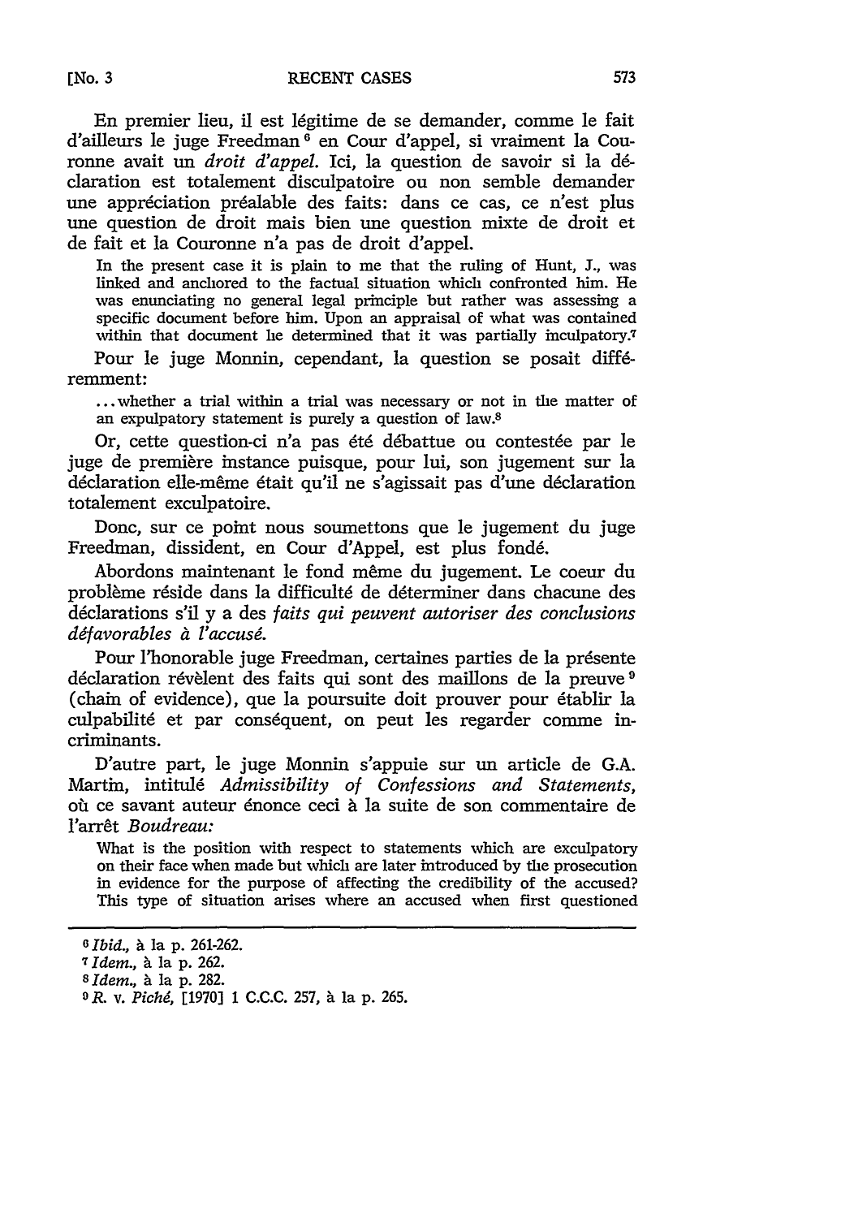En premier lieu, il est légitime de se demander, comme le fait d'ailleurs le juge Freedman[6] en Cour d'appel, si vraiment la Couronne avait un *droit d'appel*. Ici, la question de savoir si la déclaration est totalement disculpatoire ou non semble demander une appréciation préalable des faits: dans ce cas, ce n'est plus une question de droit mais bien une question mixte de droit et de fait et la Couronne n'a pas de droit d'appel.

> In the present case it is plain to me that the ruling of Hunt, J., was linked and anchored to the factual situation which confronted him. He was enunciating no general legal principle but rather was assessing a specific document before him. Upon an appraisal of what was contained within that document he determined that it was partially inculpatory.[7]

Pour le juge Monnin, cependant, la question se posait différemment:

> ...whether a trial within a trial was necessary or not in the matter of an expulpatory statement is purely a question of law.[8]

Or, cette question-ci n'a pas été débattue ou contestée par le juge de première instance puisque, pour lui, son jugement sur la déclaration elle-même était qu'il ne s'agissait pas d'une déclaration totalement exculpatoire.

Donc, sur ce point nous soumettons que le jugement du juge Freedman, dissident, en Cour d'Appel, est plus fondé.

Abordons maintenant le fond même du jugement. Le coeur du problème réside dans la difficulté de déterminer dans chacune des déclarations s'il y a des *faits qui peuvent autoriser des conclusions défavorables à l'accusé.*

Pour l'honorable juge Freedman, certaines parties de la présente déclaration révèlent des faits qui sont des maillons de la preuve[9] (chain of evidence), que la poursuite doit prouver pour établir la culpabilité et par conséquent, on peut les regarder comme incriminants.

D'autre part, le juge Monnin s'appuie sur un article de G.A. Martin, intitulé *Admissibility of Confessions and Statements*, où ce savant auteur énonce ceci à la suite de son commentaire de l'arrêt *Boudreau:*

> What is the position with respect to statements which are exculpatory on their face when made but which are later introduced by the prosecution in evidence for the purpose of affecting the credibility of the accused? This type of situation arises where an accused when first questioned

---

[6] *Ibid.*, à la p. 261-262.

[7] *Idem.*, à la p. 262.

[8] *Idem.*, à la p. 282.

[9] *R.* v. *Piché*, [1970] 1 C.C.C. 257, à la p. 265.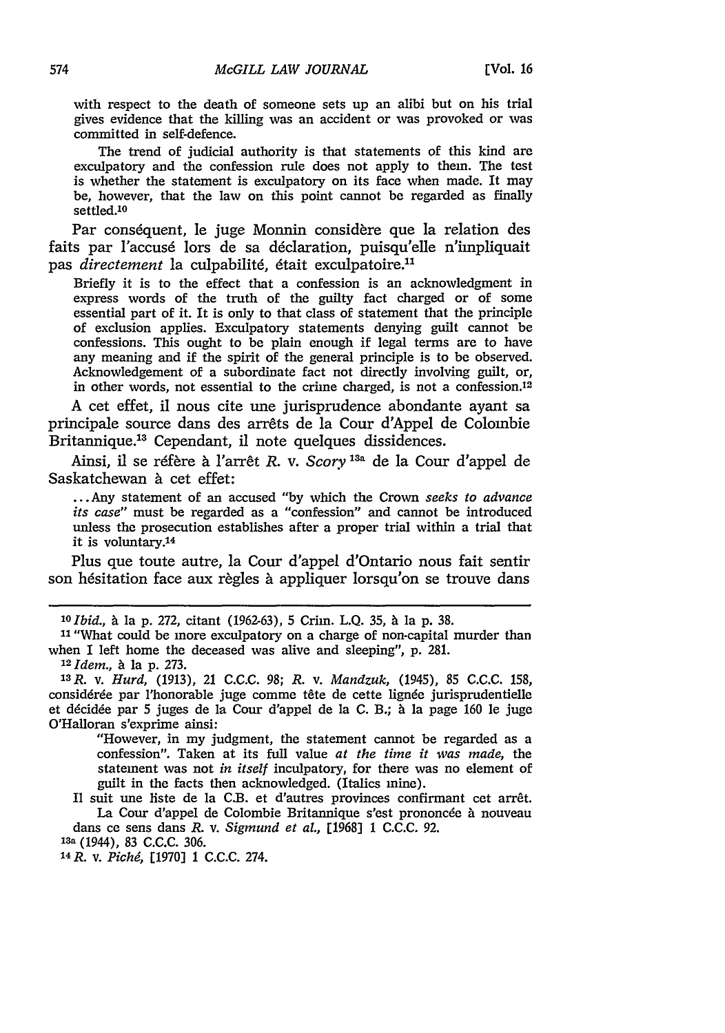> with respect to the death of someone sets up an alibi but on his trial gives evidence that the killing was an accident or was provoked or was committed in self-defence.
>
> The trend of judicial authority is that statements of this kind are exculpatory and the confession rule does not apply to them. The test is whether the statement is exculpatory on its face when made. It may be, however, that the law on this point cannot be regarded as finally settled.[10]

Par conséquent, le juge Monnin considère que la relation des faits par l'accusé lors de sa déclaration, puisqu'elle n'impliquait pas *directement* la culpabilité, était exculpatoire.[11]

> Briefly it is to the effect that a confession is an acknowledgment in express words of the truth of the guilty fact charged or of some essential part of it. It is only to that class of statement that the principle of exclusion applies. Exculpatory statements denying guilt cannot be confessions. This ought to be plain enough if legal terms are to have any meaning and if the spirit of the general principle is to be observed. Acknowledgement of a subordinate fact not directly involving guilt, or, in other words, not essential to the crime charged, is not a confession.[12]

A cet effet, il nous cite une jurisprudence abondante ayant sa principale source dans des arrêts de la Cour d'Appel de Colombie Britannique.[13] Cependant, il note quelques dissidences.

Ainsi, il se réfère à l'arrêt *R.* v. *Scory*[13a] de la Cour d'appel de Saskatchewan à cet effet:

> ...Any statement of an accused "by which the Crown *seeks to advance its case*" must be regarded as a "confession" and cannot be introduced unless the prosecution establishes after a proper trial within a trial that it is voluntary.[14]

Plus que toute autre, la Cour d'appel d'Ontario nous fait sentir son hésitation face aux règles à appliquer lorsqu'on se trouve dans

---

[10] *Ibid.*, à la p. 272, citant (1962-63), 5 Crim. L.Q. 35, à la p. 38.

[11] "What could be more exculpatory on a charge of non-capital murder than when I left home the deceased was alive and sleeping", p. 281.

[12] *Idem.*, à la p. 273.

[13] *R.* v. *Hurd*, (1913), 21 C.C.C. 98; *R.* v. *Mandzuk*, (1945), 85 C.C.C. 158, considérée par l'honorable juge comme tête de cette lignée jurisprudentielle et décidée par 5 juges de la Cour d'appel de la C. B.; à la page 160 le juge O'Halloran s'exprime ainsi:

> "However, in my judgment, the statement cannot be regarded as a confession". Taken at its full value *at the time it was made*, the statement was not *in itself* inculpatory, for there was no element of guilt in the facts then acknowledged. (Italics mine).

Il suit une liste de la C.B. et d'autres provinces confirmant cet arrêt. La Cour d'appel de Colombie Britannique s'est prononcée à nouveau dans ce sens dans *R.* v. *Sigmund et al.*, [1968] 1 C.C.C. 92.

[13a] (1944), 83 C.C.C. 306.

[14] *R.* v. *Piché*, [1970] 1 C.C.C. 274.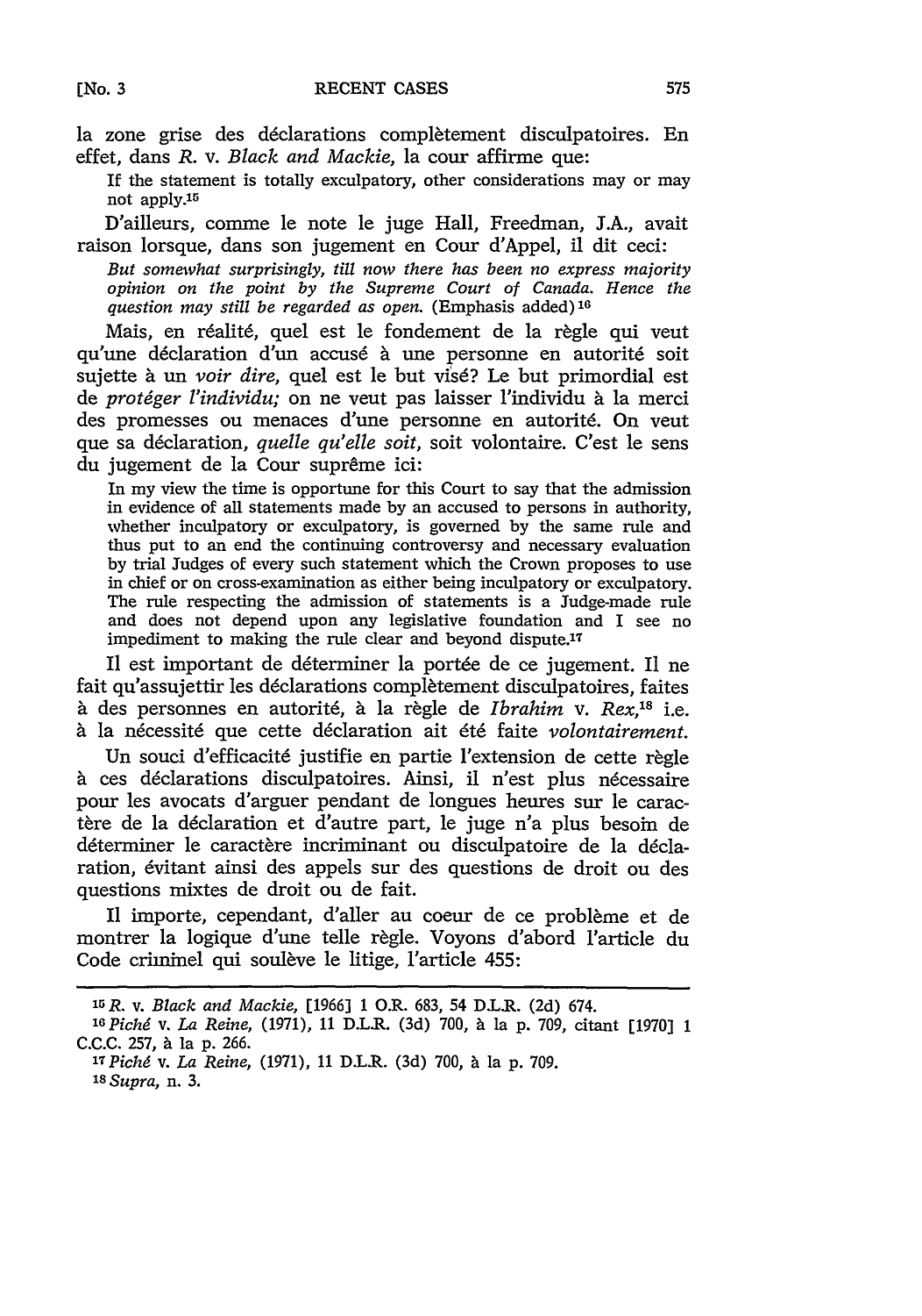la zone grise des déclarations complètement disculpatoires. En effet, dans *R.* v. *Black and Mackie*, la cour affirme que:

> If the statement is totally exculpatory, other considerations may or may not apply.[15]

D'ailleurs, comme le note le juge Hall, Freedman, J.A., avait raison lorsque, dans son jugement en Cour d'Appel, il dit ceci:

> *But somewhat surprisingly, till now there has been no express majority opinion on the point by the Supreme Court of Canada. Hence the question may still be regarded as open.* (Emphasis added)[16]

Mais, en réalité, quel est le fondement de la règle qui veut qu'une déclaration d'un accusé à une personne en autorité soit sujette à un *voir dire*, quel est le but visé? Le but primordial est de *protéger l'individu;* on ne veut pas laisser l'individu à la merci des promesses ou menaces d'une personne en autorité. On veut que sa déclaration, *quelle qu'elle soit*, soit volontaire. C'est le sens du jugement de la Cour suprême ici:

> In my view the time is opportune for this Court to say that the admission in evidence of all statements made by an accused to persons in authority, whether inculpatory or exculpatory, is governed by the same rule and thus put to an end the continuing controversy and necessary evaluation by trial Judges of every such statement which the Crown proposes to use in chief or on cross-examination as either being inculpatory or exculpatory. The rule respecting the admission of statements is a Judge-made rule and does not depend upon any legislative foundation and I see no impediment to making the rule clear and beyond dispute.[17]

Il est important de déterminer la portée de ce jugement. Il ne fait qu'assujettir les déclarations complètement disculpatoires, faites à des personnes en autorité, à la règle de *Ibrahim* v. *Rex*,[18] i.e. à la nécessité que cette déclaration ait été faite *volontairement*.

Un souci d'efficacité justifie en partie l'extension de cette règle à ces déclarations disculpatoires. Ainsi, il n'est plus nécessaire pour les avocats d'arguer pendant de longues heures sur le caractère de la déclaration et d'autre part, le juge n'a plus besoin de déterminer le caractère incriminant ou disculpatoire de la déclaration, évitant ainsi des appels sur des questions de droit ou des questions mixtes de droit ou de fait.

Il importe, cependant, d'aller au coeur de ce problème et de montrer la logique d'une telle règle. Voyons d'abord l'article du Code criminel qui soulève le litige, l'article 455:

---

[15] *R.* v. *Black and Mackie*, [1966] 1 O.R. 683, 54 D.L.R. (2d) 674.

[16] *Piché* v. *La Reine*, (1971), 11 D.L.R. (3d) 700, à la p. 709, citant [1970] 1 C.C.C. 257, à la p. 266.

[17] *Piché* v. *La Reine*, (1971), 11 D.L.R. (3d) 700, à la p. 709.

[18] *Supra*, n. 3.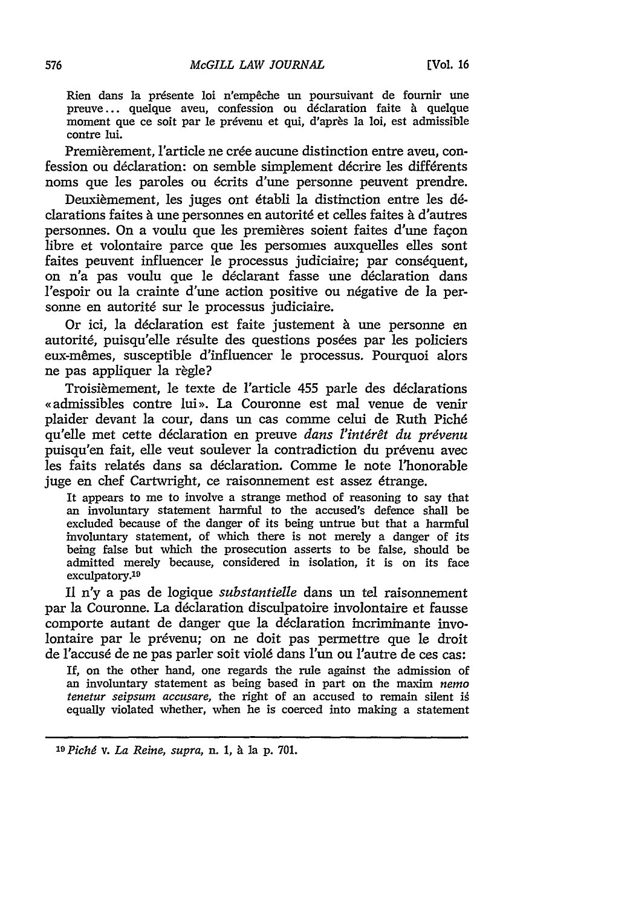> Rien dans la présente loi n'empêche un poursuivant de fournir une preuve... quelque aveu, confession ou déclaration faite à quelque moment que ce soit par le prévenu et qui, d'après la loi, est admissible contre lui.

Premièrement, l'article ne crée aucune distinction entre aveu, confession ou déclaration: on semble simplement décrire les différents noms que les paroles ou écrits d'une personne peuvent prendre.

Deuxièmement, les juges ont établi la distinction entre les déclarations faites à une personnes en autorité et celles faites à d'autres personnes. On a voulu que les premières soient faites d'une façon libre et volontaire parce que les personnes auxquelles elles sont faites peuvent influencer le processus judiciaire; par conséquent, on n'a pas voulu que le déclarant fasse une déclaration dans l'espoir ou la crainte d'une action positive ou négative de la personne en autorité sur le processus judiciaire.

Or ici, la déclaration est faite justement à une personne en autorité, puisqu'elle résulte des questions posées par les policiers eux-mêmes, susceptible d'influencer le processus. Pourquoi alors ne pas appliquer la règle?

Troisièmement, le texte de l'article 455 parle des déclarations «admissibles contre lui». La Couronne est mal venue de venir plaider devant la cour, dans un cas comme celui de Ruth Piché qu'elle met cette déclaration en preuve *dans l'intérêt du prévenu* puisqu'en fait, elle veut soulever la contradiction du prévenu avec les faits relatés dans sa déclaration. Comme le note l'honorable juge en chef Cartwright, ce raisonnement est assez étrange.

> It appears to me to involve a strange method of reasoning to say that an involuntary statement harmful to the accused's defence shall be excluded because of the danger of its being untrue but that a harmful involuntary statement, of which there is not merely a danger of its being false but which the prosecution asserts to be false, should be admitted merely because, considered in isolation, it is on its face exculpatory.[19]

Il n'y a pas de logique *substantielle* dans un tel raisonnement par la Couronne. La déclaration disculpatoire involontaire et fausse comporte autant de danger que la déclaration incriminante involontaire par le prévenu; on ne doit pas permettre que le droit de l'accusé de ne pas parler soit violé dans l'un ou l'autre de ces cas:

> If, on the other hand, one regards the rule against the admission of an involuntary statement as being based in part on the maxim *nemo tenetur seipsum accusare*, the right of an accused to remain silent is equally violated whether, when he is coerced into making a statement

---

[19] *Piché* v. *La Reine*, *supra*, n. 1, à la p. 701.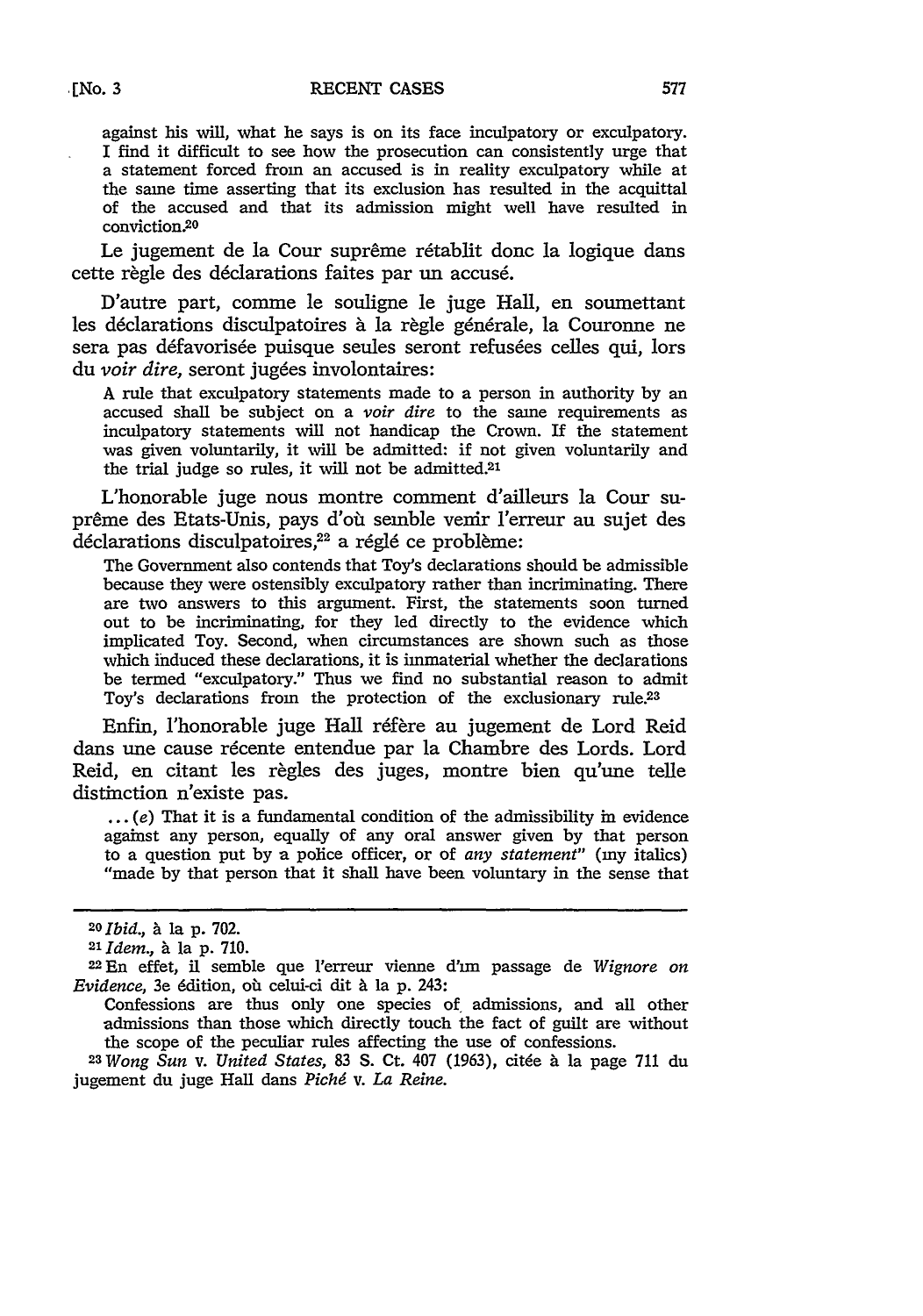against his will, what he says is on its face inculpatory or exculpatory. I find it difficult to see how the prosecution can consistently urge that a statement forced from an accused is in reality exculpatory while at the same time asserting that its exclusion has resulted in the acquittal of the accused and that its admission might well have resulted in conviction.[20]

Le jugement de la Cour suprême rétablit donc la logique dans cette règle des déclarations faites par un accusé.

D'autre part, comme le souligne le juge Hall, en soumettant les déclarations disculpatoires à la règle générale, la Couronne ne sera pas défavorisée puisque seules seront refusées celles qui, lors du *voir dire,* seront jugées involontaires:

> A rule that exculpatory statements made to a person in authority by an accused shall be subject on a *voir dire* to the same requirements as inculpatory statements will not handicap the Crown. If the statement was given voluntarily, it will be admitted: if not given voluntarily and the trial judge so rules, it will not be admitted.[21]

L'honorable juge nous montre comment d'ailleurs la Cour suprême des Etats-Unis, pays d'où semble venir l'erreur au sujet des déclarations disculpatoires,[22] a réglé ce problème:

> The Government also contends that Toy's declarations should be admissible because they were ostensibly exculpatory rather than incriminating. There are two answers to this argument. First, the statements soon turned out to be incriminating, for they led directly to the evidence which implicated Toy. Second, when circumstances are shown such as those which induced these declarations, it is immaterial whether the declarations be termed "exculpatory." Thus we find no substantial reason to admit Toy's declarations from the protection of the exclusionary rule.[23]

Enfin, l'honorable juge Hall réfère au jugement de Lord Reid dans une cause récente entendue par la Chambre des Lords. Lord Reid, en citant les règles des juges, montre bien qu'une telle distinction n'existe pas.

> ... (*e*) That it is a fundamental condition of the admissibility in evidence against any person, equally of any oral answer given by that person to a question put by a police officer, or of *any statement*" (my italics) "made by that person that it shall have been voluntary in the sense that

---

[20] *Ibid.*, à la p. 702.

[21] *Idem.*, à la p. 710.

[22] En effet, il semble que l'erreur vienne d'un passage de *Wignore on Evidence*, 3e édition, où celui-ci dit à la p. 243:

> Confessions are thus only one species of admissions, and all other admissions than those which directly touch the fact of guilt are without the scope of the peculiar rules affecting the use of confessions.

[23] *Wong Sun* v. *United States*, 83 S. Ct. 407 (1963), citée à la page 711 du jugement du juge Hall dans *Piché* v. *La Reine*.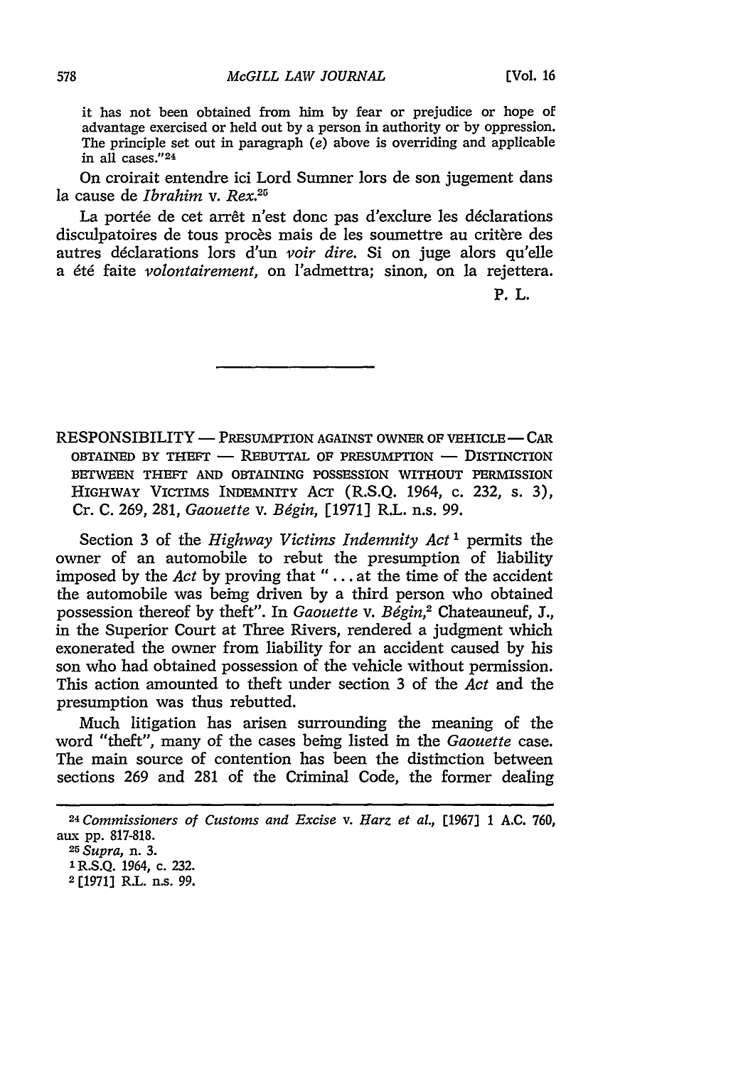it has not been obtained from him by fear or prejudice or hope of advantage exercised or held out by a person in authority or by oppression. The principle set out in paragraph (*e*) above is overriding and applicable in all cases."[24]

On croirait entendre ici Lord Sumner lors de son jugement dans la cause de *Ibrahim* v. *Rex*.[25]

La portée de cet arrêt n'est donc pas d'exclure les déclarations disculpatoires de tous procès mais de les soumettre au critère des autres déclarations lors d'un *voir dire*. Si on juge alors qu'elle a été faite *volontairement*, on l'admettra; sinon, on la rejettera.

P. L.

---

RESPONSIBILITY — PRESUMPTION AGAINST OWNER OF VEHICLE — CAR OBTAINED BY THEFT — REBUTTAL OF PRESUMPTION — DISTINCTION BETWEEN THEFT AND OBTAINING POSSESSION WITHOUT PERMISSION HIGHWAY VICTIMS INDEMNITY ACT (R.S.Q. 1964, c. 232, s. 3), Cr. C. 269, 281, *Gaouette* v. *Bégin*, [1971] R.L. n.s. 99.

Section 3 of the *Highway Victims Indemnity Act*[1] permits the owner of an automobile to rebut the presumption of liability imposed by the *Act* by proving that "... at the time of the accident the automobile was being driven by a third person who obtained possession thereof by theft". In *Gaouette* v. *Bégin*,[2] Chateauneuf, J., in the Superior Court at Three Rivers, rendered a judgment which exonerated the owner from liability for an accident caused by his son who had obtained possession of the vehicle without permission. This action amounted to theft under section 3 of the *Act* and the presumption was thus rebutted.

Much litigation has arisen surrounding the meaning of the word "theft", many of the cases being listed in the *Gaouette* case. The main source of contention has been the distinction between sections 269 and 281 of the Criminal Code, the former dealing

---

[24] *Commissioners of Customs and Excise* v. *Harz et al.*, [1967] 1 A.C. 760, aux pp. 817-818.

[25] *Supra*, n. 3.

[1] R.S.Q. 1964, c. 232.

[2] [1971] R.L. n.s. 99.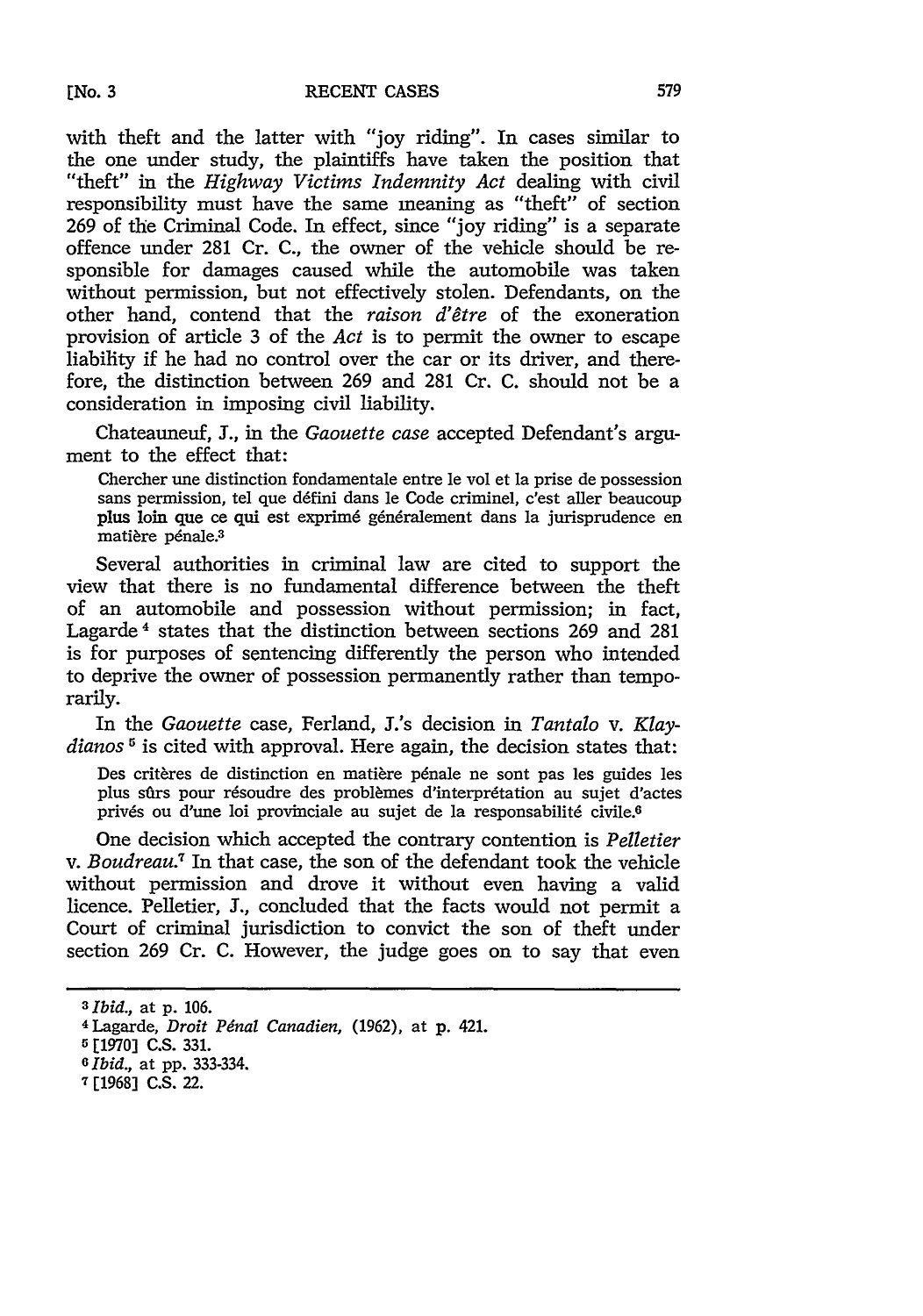with theft and the latter with "joy riding". In cases similar to the one under study, the plaintiffs have taken the position that "theft" in the *Highway Victims Indemnity Act* dealing with civil responsibility must have the same meaning as "theft" of section 269 of the Criminal Code. In effect, since "joy riding" is a separate offence under 281 Cr. C., the owner of the vehicle should be responsible for damages caused while the automobile was taken without permission, but not effectively stolen. Defendants, on the other hand, contend that the *raison d'être* of the exoneration provision of article 3 of the *Act* is to permit the owner to escape liability if he had no control over the car or its driver, and therefore, the distinction between 269 and 281 Cr. C. should not be a consideration in imposing civil liability.

Chateauneuf, J., in the *Gaouette case* accepted Defendant's argument to the effect that:

> Chercher une distinction fondamentale entre le vol et la prise de possession sans permission, tel que défini dans le Code criminel, c'est aller beaucoup plus loin que ce qui est exprimé généralement dans la jurisprudence en matière pénale.[3]

Several authorities in criminal law are cited to support the view that there is no fundamental difference between the theft of an automobile and possession without permission; in fact, Lagarde[4] states that the distinction between sections 269 and 281 is for purposes of sentencing differently the person who intended to deprive the owner of possession permanently rather than temporarily.

In the *Gaouette* case, Ferland, J.'s decision in *Tantalo* v. *Klaydianos*[5] is cited with approval. Here again, the decision states that:

> Des critères de distinction en matière pénale ne sont pas les guides les plus sûrs pour résoudre des problèmes d'interprétation au sujet d'actes privés ou d'une loi provinciale au sujet de la responsabilité civile.[6]

One decision which accepted the contrary contention is *Pelletier* v. *Boudreau*.[7] In that case, the son of the defendant took the vehicle without permission and drove it without even having a valid licence. Pelletier, J., concluded that the facts would not permit a Court of criminal jurisdiction to convict the son of theft under section 269 Cr. C. However, the judge goes on to say that even

---

[3] *Ibid.*, at p. 106.

[4] Lagarde, *Droit Pénal Canadien*, (1962), at p. 421.

[5] [1970] C.S. 331.

[6] *Ibid.*, at pp. 333-334.

[7] [1968] C.S. 22.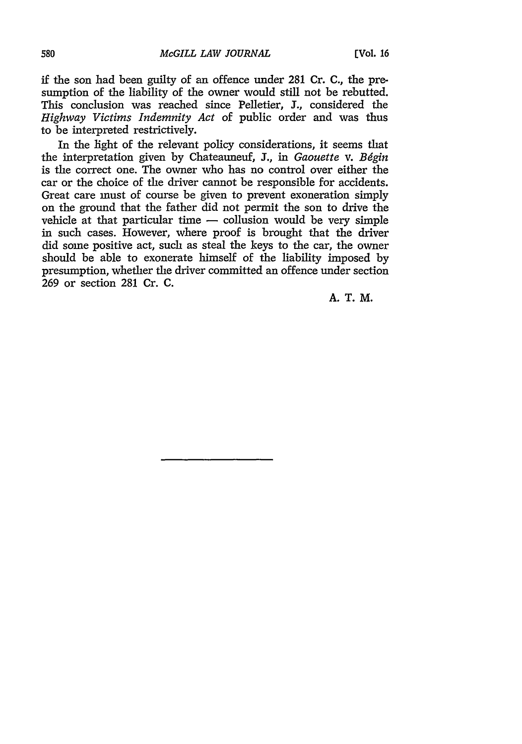if the son had been guilty of an offence under 281 Cr. C., the presumption of the liability of the owner would still not be rebutted. This conclusion was reached since Pelletier, J., considered the *Highway Victims Indemnity Act* of public order and was thus to be interpreted restrictively.

In the light of the relevant policy considerations, it seems that the interpretation given by Chateauneuf, J., in *Gaouette* v. *Bégin* is the correct one. The owner who has no control over either the car or the choice of the driver cannot be responsible for accidents. Great care must of course be given to prevent exoneration simply on the ground that the father did not permit the son to drive the vehicle at that particular time — collusion would be very simple in such cases. However, where proof is brought that the driver did some positive act, such as steal the keys to the car, the owner should be able to exonerate himself of the liability imposed by presumption, whether the driver committed an offence under section 269 or section 281 Cr. C.

A. T. M.